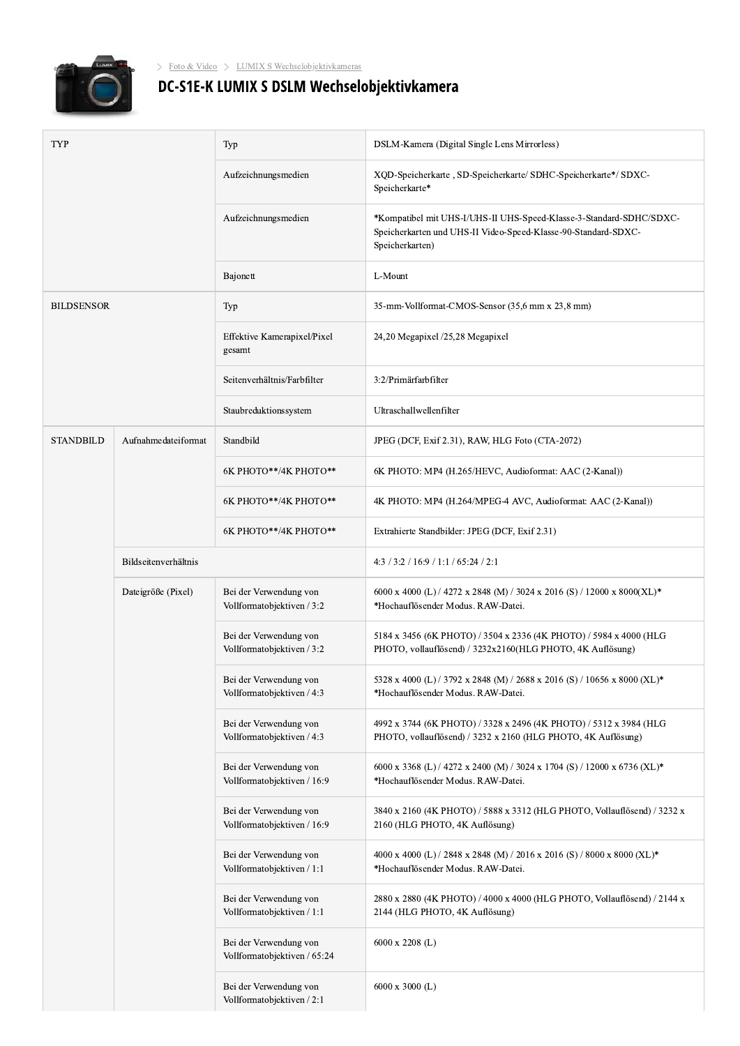> Foto & Video > LUMIX S Wechselobjektivkameras

# DC-S1E-K LUMIX S DSLM Wechselobjektivkamera

| | | | |
|---|---|---|---|
| TYP | | Typ | DSLM-Kamera (Digital Single Lens Mirrorless) |
| | | Aufzeichnungsmedien | XQD-Speicherkarte , SD-Speicherkarte/ SDHC-Speicherkarte*/ SDXC-Speicherkarte* |
| | | Aufzeichnungsmedien | *Kompatibel mit UHS-I/UHS-II UHS-Speed-Klasse-3-Standard-SDHC/SDXC-Speicherkarten und UHS-II Video-Speed-Klasse-90-Standard-SDXC-Speicherkarten) |
| | | Bajonett | L-Mount |
| BILDSENSOR | | Typ | 35-mm-Vollformat-CMOS-Sensor (35,6 mm x 23,8 mm) |
| | | Effektive Kamerapixel/Pixel gesamt | 24,20 Megapixel /25,28 Megapixel |
| | | Seitenverhältnis/Farbfilter | 3:2/Primärfarbfilter |
| | | Staubreduktionssystem | Ultraschallwellenfilter |
| STANDBILD | Aufnahmedateiformat | Standbild | JPEG (DCF, Exif 2.31), RAW, HLG Foto (CTA-2072) |
| | | 6K PHOTO**/4K PHOTO** | 6K PHOTO: MP4 (H.265/HEVC, Audioformat: AAC (2-Kanal)) |
| | | 6K PHOTO**/4K PHOTO** | 4K PHOTO: MP4 (H.264/MPEG-4 AVC, Audioformat: AAC (2-Kanal)) |
| | | 6K PHOTO**/4K PHOTO** | Extrahierte Standbilder: JPEG (DCF, Exif 2.31) |
| | Bildseitenverhältnis | | 4:3 / 3:2 / 16:9 / 1:1 / 65:24 / 2:1 |
| | Dateigröße (Pixel) | Bei der Verwendung von Vollformatobjektiven / 3:2 | 6000 x 4000 (L) / 4272 x 2848 (M) / 3024 x 2016 (S) / 12000 x 8000(XL)* *Hochauflösender Modus. RAW-Datei. |
| | | Bei der Verwendung von Vollformatobjektiven / 3:2 | 5184 x 3456 (6K PHOTO) / 3504 x 2336 (4K PHOTO) / 5984 x 4000 (HLG PHOTO, vollauflösend) / 3232x2160(HLG PHOTO, 4K Auflösung) |
| | | Bei der Verwendung von Vollformatobjektiven / 4:3 | 5328 x 4000 (L) / 3792 x 2848 (M) / 2688 x 2016 (S) / 10656 x 8000 (XL)* *Hochauflösender Modus. RAW-Datei. |
| | | Bei der Verwendung von Vollformatobjektiven / 4:3 | 4992 x 3744 (6K PHOTO) / 3328 x 2496 (4K PHOTO) / 5312 x 3984 (HLG PHOTO, vollauflösend) / 3232 x 2160 (HLG PHOTO, 4K Auflösung) |
| | | Bei der Verwendung von Vollformatobjektiven / 16:9 | 6000 x 3368 (L) / 4272 x 2400 (M) / 3024 x 1704 (S) / 12000 x 6736 (XL)* *Hochauflösender Modus. RAW-Datei. |
| | | Bei der Verwendung von Vollformatobjektiven / 16:9 | 3840 x 2160 (4K PHOTO) / 5888 x 3312 (HLG PHOTO, Vollauflösend) / 3232 x 2160 (HLG PHOTO, 4K Auflösung) |
| | | Bei der Verwendung von Vollformatobjektiven / 1:1 | 4000 x 4000 (L) / 2848 x 2848 (M) / 2016 x 2016 (S) / 8000 x 8000 (XL)* *Hochauflösender Modus. RAW-Datei. |
| | | Bei der Verwendung von Vollformatobjektiven / 1:1 | 2880 x 2880 (4K PHOTO) / 4000 x 4000 (HLG PHOTO, Vollauflösend) / 2144 x 2144 (HLG PHOTO, 4K Auflösung) |
| | | Bei der Verwendung von Vollformatobjektiven / 65:24 | 6000 x 2208 (L) |
| | | Bei der Verwendung von Vollformatobjektiven / 2:1 | 6000 x 3000 (L) |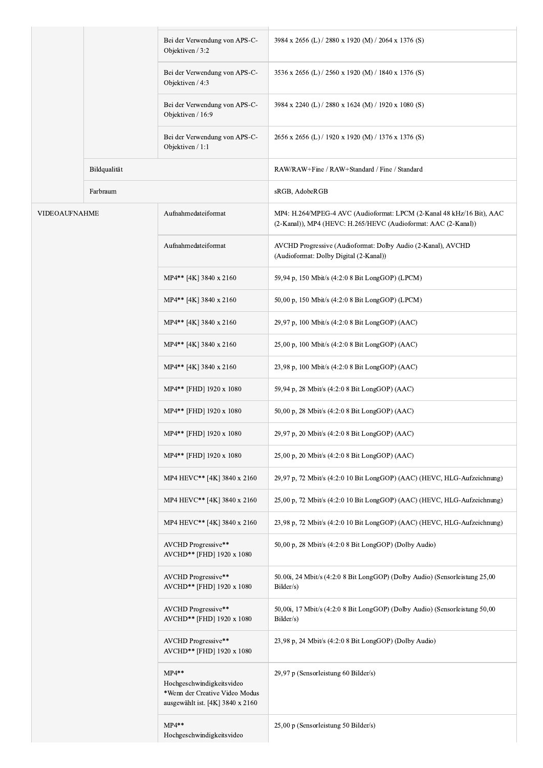| | | | |
|---|---|---|---|
| | | Bei der Verwendung von APS-C-Objektiven / 3:2 | 3984 x 2656 (L) / 2880 x 1920 (M) / 2064 x 1376 (S) |
| | | Bei der Verwendung von APS-C-Objektiven / 4:3 | 3536 x 2656 (L) / 2560 x 1920 (M) / 1840 x 1376 (S) |
| | | Bei der Verwendung von APS-C-Objektiven / 16:9 | 3984 x 2240 (L) / 2880 x 1624 (M) / 1920 x 1080 (S) |
| | | Bei der Verwendung von APS-C-Objektiven / 1:1 | 2656 x 2656 (L) / 1920 x 1920 (M) / 1376 x 1376 (S) |
| | Bildqualität | | RAW/RAW+Fine / RAW+Standard / Fine / Standard |
| | Farbraum | | sRGB, AdobeRGB |
| VIDEOAUFNAHME | | Aufnahmedateiformat | MP4: H.264/MPEG-4 AVC (Audioformat: LPCM (2-Kanal 48 kHz/16 Bit), AAC (2-Kanal)), MP4 (HEVC: H.265/HEVC (Audioformat: AAC (2-Kanal)) |
| | | Aufnahmedateiformat | AVCHD Progressive (Audioformat: Dolby Audio (2-Kanal), AVCHD (Audioformat: Dolby Digital (2-Kanal)) |
| | | MP4** [4K] 3840 x 2160 | 59,94 p, 150 Mbit/s (4:2:0 8 Bit LongGOP) (LPCM) |
| | | MP4** [4K] 3840 x 2160 | 50,00 p, 150 Mbit/s (4:2:0 8 Bit LongGOP) (LPCM) |
| | | MP4** [4K] 3840 x 2160 | 29,97 p, 100 Mbit/s (4:2:0 8 Bit LongGOP) (AAC) |
| | | MP4** [4K] 3840 x 2160 | 25,00 p, 100 Mbit/s (4:2:0 8 Bit LongGOP) (AAC) |
| | | MP4** [4K] 3840 x 2160 | 23,98 p, 100 Mbit/s (4:2:0 8 Bit LongGOP) (AAC) |
| | | MP4** [FHD] 1920 x 1080 | 59,94 p, 28 Mbit/s (4:2:0 8 Bit LongGOP) (AAC) |
| | | MP4** [FHD] 1920 x 1080 | 50,00 p, 28 Mbit/s (4:2:0 8 Bit LongGOP) (AAC) |
| | | MP4** [FHD] 1920 x 1080 | 29,97 p, 20 Mbit/s (4:2:0 8 Bit LongGOP) (AAC) |
| | | MP4** [FHD] 1920 x 1080 | 25,00 p, 20 Mbit/s (4:2:0 8 Bit LongGOP) (AAC) |
| | | MP4 HEVC** [4K] 3840 x 2160 | 29,97 p, 72 Mbit/s (4:2:0 10 Bit LongGOP) (AAC) (HEVC, HLG-Aufzeichnung) |
| | | MP4 HEVC** [4K] 3840 x 2160 | 25,00 p, 72 Mbit/s (4:2:0 10 Bit LongGOP) (AAC) (HEVC, HLG-Aufzeichnung) |
| | | MP4 HEVC** [4K] 3840 x 2160 | 23,98 p, 72 Mbit/s (4:2:0 10 Bit LongGOP) (AAC) (HEVC, HLG-Aufzeichnung) |
| | | AVCHD Progressive** AVCHD** [FHD] 1920 x 1080 | 50,00 p, 28 Mbit/s (4:2:0 8 Bit LongGOP) (Dolby Audio) |
| | | AVCHD Progressive** AVCHD** [FHD] 1920 x 1080 | 50.00i, 24 Mbit/s (4:2:0 8 Bit LongGOP) (Dolby Audio) (Sensorleistung 25,00 Bilder/s) |
| | | AVCHD Progressive** AVCHD** [FHD] 1920 x 1080 | 50,00i, 17 Mbit/s (4:2:0 8 Bit LongGOP) (Dolby Audio) (Sensorleistung 50,00 Bilder/s) |
| | | AVCHD Progressive** AVCHD** [FHD] 1920 x 1080 | 23,98 p, 24 Mbit/s (4:2:0 8 Bit LongGOP) (Dolby Audio) |
| | | MP4** Hochgeschwindigkeitsvideo *Wenn der Creative Video Modus ausgewählt ist. [4K] 3840 x 2160 | 29,97 p (Sensorleistung 60 Bilder/s) |
| | | MP4** Hochgeschwindigkeitsvideo | 25,00 p (Sensorleistung 50 Bilder/s) |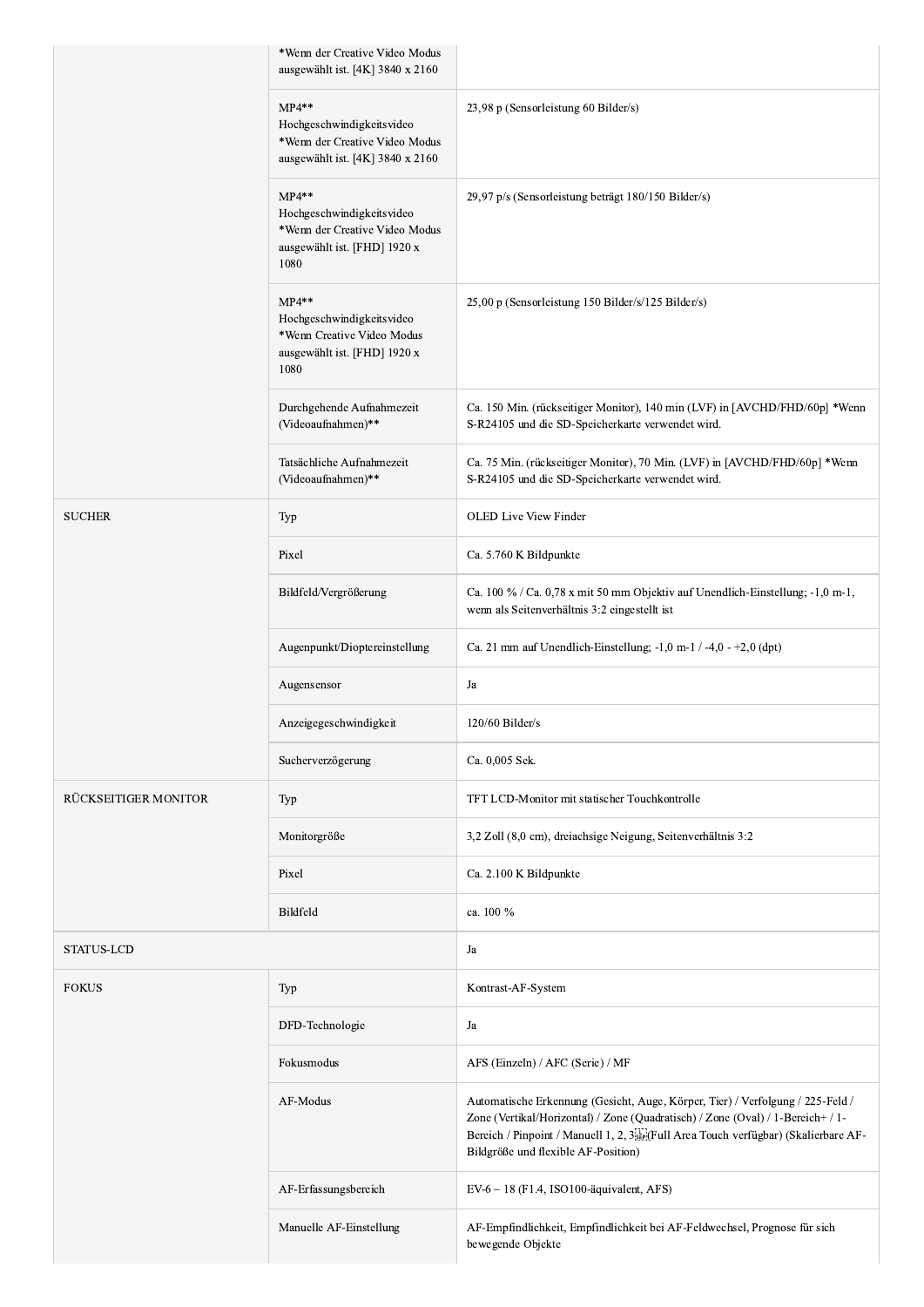| | | |
|---|---|---|
| | *Wenn der Creative Video Modus ausgewählt ist. [4K] 3840 x 2160 | |
| | MP4** Hochgeschwindigkeitsvideo *Wenn der Creative Video Modus ausgewählt ist. [4K] 3840 x 2160 | 23,98 p (Sensorleistung 60 Bilder/s) |
| | MP4** Hochgeschwindigkeitsvideo *Wenn der Creative Video Modus ausgewählt ist. [FHD] 1920 x 1080 | 29,97 p/s (Sensorleistung beträgt 180/150 Bilder/s) |
| | MP4** Hochgeschwindigkeitsvideo *Wenn Creative Video Modus ausgewählt ist. [FHD] 1920 x 1080 | 25,00 p (Sensorleistung 150 Bilder/s/125 Bilder/s) |
| | Durchgehende Aufnahmezeit (Videoaufnahmen)** | Ca. 150 Min. (rückseitiger Monitor), 140 min (LVF) in [AVCHD/FHD/60p] *Wenn S-R24105 und die SD-Speicherkarte verwendet wird. |
| | Tatsächliche Aufnahmezeit (Videoaufnahmen)** | Ca. 75 Min. (rückseitiger Monitor), 70 Min. (LVF) in [AVCHD/FHD/60p] *Wenn S-R24105 und die SD-Speicherkarte verwendet wird. |
| SUCHER | Typ | OLED Live View Finder |
| | Pixel | Ca. 5.760 K Bildpunkte |
| | Bildfeld/Vergrößerung | Ca. 100 % / Ca. 0,78 x mit 50 mm Objektiv auf Unendlich-Einstellung; -1,0 m-1, wenn als Seitenverhältnis 3:2 eingestellt ist |
| | Augenpunkt/Dioptereinstellung | Ca. 21 mm auf Unendlich-Einstellung; -1,0 m-1 / -4,0 - +2,0 (dpt) |
| | Augensensor | Ja |
| | Anzeigegeschwindigkeit | 120/60 Bilder/s |
| | Sucherverzögerung | Ca. 0,005 Sek. |
| RÜCKSEITIGER MONITOR | Typ | TFT LCD-Monitor mit statischer Touchkontrolle |
| | Monitorgröße | 3,2 Zoll (8,0 cm), dreiachsige Neigung, Seitenverhältnis 3:2 |
| | Pixel | Ca. 2.100 K Bildpunkte |
| | Bildfeld | ca. 100 % |
| STATUS-LCD | | Ja |
| FOKUS | Typ | Kontrast-AF-System |
| | DFD-Technologie | Ja |
| | Fokusmodus | AFS (Einzeln) / AFC (Serie) / MF |
| | AF-Modus | Automatische Erkennung (Gesicht, Auge, Körper, Tier) / Verfolgung / 225-Feld / Zone (Vertikal/Horizontal) / Zone (Quadratisch) / Zone (Oval) / 1-Bereich+ / 1-Bereich / Pinpoint / Manuell 1, 2, 3 (Full Area Touch verfügbar) (Skalierbare AF-Bildgröße und flexible AF-Position) |
| | AF-Erfassungsbereich | EV-6 – 18 (F1.4, ISO100-äquivalent, AFS) |
| | Manuelle AF-Einstellung | AF-Empfindlichkeit, Empfindlichkeit bei AF-Feldwechsel, Prognose für sich bewegende Objekte |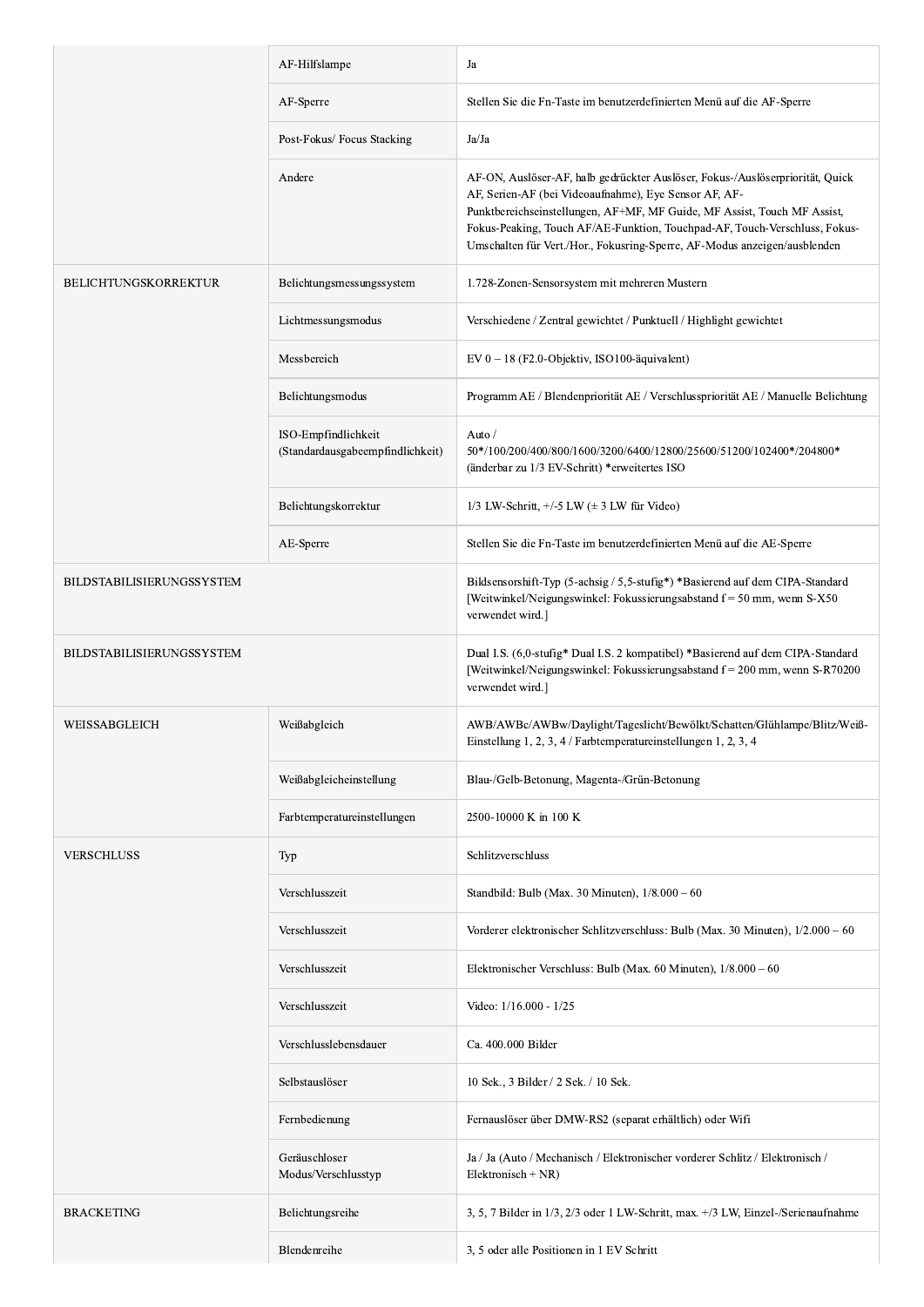| | | |
|---|---|---|
| | AF-Hilfslampe | Ja |
| | AF-Sperre | Stellen Sie die Fn-Taste im benutzerdefinierten Menü auf die AF-Sperre |
| | Post-Fokus/ Focus Stacking | Ja/Ja |
| | Andere | AF-ON, Auslöser-AF, halb gedrückter Auslöser, Fokus-/Auslöserpriorität, Quick AF, Serien-AF (bei Videoaufnahme), Eye Sensor AF, AF-Punktbereichseinstellungen, AF+MF, MF Guide, MF Assist, Touch MF Assist, Fokus-Peaking, Touch AF/AE-Funktion, Touchpad-AF, Touch-Verschluss, Fokus-Umschalten für Vert./Hor., Fokusring-Sperre, AF-Modus anzeigen/ausblenden |
| BELICHTUNGSKORREKTUR | Belichtungsmessungssystem | 1.728-Zonen-Sensorsystem mit mehreren Mustern |
| | Lichtmessungsmodus | Verschiedene / Zentral gewichtet / Punktuell / Highlight gewichtet |
| | Messbereich | EV 0 – 18 (F2.0-Objektiv, ISO100-äquivalent) |
| | Belichtungsmodus | Programm AE / Blendenpriorität AE / Verschlusspriorität AE / Manuelle Belichtung |
| | ISO-Empfindlichkeit (Standardausgabeempfindlichkeit) | Auto / 50*/100/200/400/800/1600/3200/6400/12800/25600/51200/102400*/204800* (änderbar zu 1/3 EV-Schritt) *erweitertes ISO |
| | Belichtungskorrektur | 1/3 LW-Schritt, +/-5 LW (± 3 LW für Video) |
| | AE-Sperre | Stellen Sie die Fn-Taste im benutzerdefinierten Menü auf die AE-Sperre |
| BILDSTABILISIERUNGSSYSTEM | | Bildsensorshift-Typ (5-achsig / 5,5-stufig*) *Basierend auf dem CIPA-Standard [Weitwinkel/Neigungswinkel: Fokussierungsabstand f = 50 mm, wenn S-X50 verwendet wird.] |
| BILDSTABILISIERUNGSSYSTEM | | Dual I.S. (6,0-stufig* Dual I.S. 2 kompatibel) *Basierend auf dem CIPA-Standard [Weitwinkel/Neigungswinkel: Fokussierungsabstand f = 200 mm, wenn S-R70200 verwendet wird.] |
| WEISSABGLEICH | Weißabgleich | AWB/AWBc/AWBw/Daylight/Tageslicht/Bewölkt/Schatten/Glühlampe/Blitz/Weiß-Einstellung 1, 2, 3, 4 / Farbtemperatureinstellungen 1, 2, 3, 4 |
| | Weißabgleicheinstellung | Blau-/Gelb-Betonung, Magenta-/Grün-Betonung |
| | Farbtemperatureinstellungen | 2500-10000 K in 100 K |
| VERSCHLUSS | Typ | Schlitzverschluss |
| | Verschlusszeit | Standbild: Bulb (Max. 30 Minuten), 1/8.000 – 60 |
| | Verschlusszeit | Vorderer elektronischer Schlitzverschluss: Bulb (Max. 30 Minuten), 1/2.000 – 60 |
| | Verschlusszeit | Elektronischer Verschluss: Bulb (Max. 60 Minuten), 1/8.000 – 60 |
| | Verschlusszeit | Video: 1/16.000 - 1/25 |
| | Verschlusslebensdauer | Ca. 400.000 Bilder |
| | Selbstauslöser | 10 Sek., 3 Bilder / 2 Sek. / 10 Sek. |
| | Fernbedienung | Fernauslöser über DMW-RS2 (separat erhältlich) oder Wifi |
| | Geräuschloser Modus/Verschlusstyp | Ja / Ja (Auto / Mechanisch / Elektronischer vorderer Schlitz / Elektronisch / Elektronisch + NR) |
| BRACKETING | Belichtungsreihe | 3, 5, 7 Bilder in 1/3, 2/3 oder 1 LW-Schritt, max. +/3 LW, Einzel-/Serienaufnahme |
| | Blendenreihe | 3, 5 oder alle Positionen in 1 EV Schritt |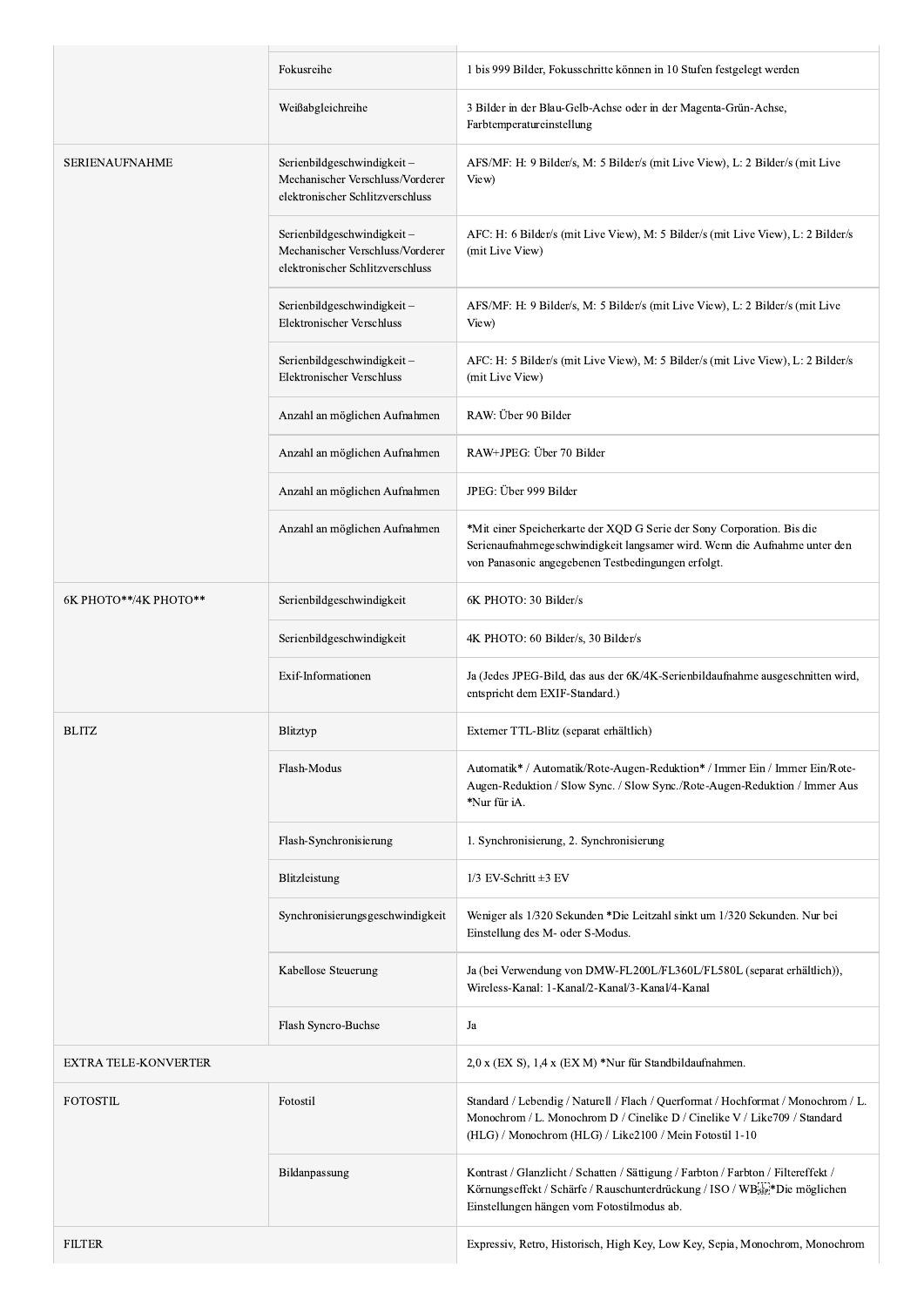| | | |
|---|---|---|
| | Fokusreihe | 1 bis 999 Bilder, Fokusschritte können in 10 Stufen festgelegt werden |
| | Weißabgleichreihe | 3 Bilder in der Blau-Gelb-Achse oder in der Magenta-Grün-Achse, Farbtemperatureinstellung |
| SERIENAUFNAHME | Serienbildgeschwindigkeit – Mechanischer Verschluss/Vorderer elektronischer Schlitzverschluss | AFS/MF: H: 9 Bilder/s, M: 5 Bilder/s (mit Live View), L: 2 Bilder/s (mit Live View) |
| | Serienbildgeschwindigkeit – Mechanischer Verschluss/Vorderer elektronischer Schlitzverschluss | AFC: H: 6 Bilder/s (mit Live View), M: 5 Bilder/s (mit Live View), L: 2 Bilder/s (mit Live View) |
| | Serienbildgeschwindigkeit – Elektronischer Verschluss | AFS/MF: H: 9 Bilder/s, M: 5 Bilder/s (mit Live View), L: 2 Bilder/s (mit Live View) |
| | Serienbildgeschwindigkeit – Elektronischer Verschluss | AFC: H: 5 Bilder/s (mit Live View), M: 5 Bilder/s (mit Live View), L: 2 Bilder/s (mit Live View) |
| | Anzahl an möglichen Aufnahmen | RAW: Über 90 Bilder |
| | Anzahl an möglichen Aufnahmen | RAW+JPEG: Über 70 Bilder |
| | Anzahl an möglichen Aufnahmen | JPEG: Über 999 Bilder |
| | Anzahl an möglichen Aufnahmen | *Mit einer Speicherkarte der XQD G Serie der Sony Corporation. Bis die Serienaufnahmegeschwindigkeit langsamer wird. Wenn die Aufnahme unter den von Panasonic angegebenen Testbedingungen erfolgt. |
| 6K PHOTO**/4K PHOTO** | Serienbildgeschwindigkeit | 6K PHOTO: 30 Bilder/s |
| | Serienbildgeschwindigkeit | 4K PHOTO: 60 Bilder/s, 30 Bilder/s |
| | Exif-Informationen | Ja (Jedes JPEG-Bild, das aus der 6K/4K-Serienbildaufnahme ausgeschnitten wird, entspricht dem EXIF-Standard.) |
| BLITZ | Blitztyp | Externer TTL-Blitz (separat erhältlich) |
| | Flash-Modus | Automatik* / Automatik/Rote-Augen-Reduktion* / Immer Ein / Immer Ein/Rote-Augen-Reduktion / Slow Sync. / Slow Sync./Rote-Augen-Reduktion / Immer Aus *Nur für iA. |
| | Flash-Synchronisierung | 1. Synchronisierung, 2. Synchronisierung |
| | Blitzleistung | 1/3 EV-Schritt ±3 EV |
| | Synchronisierungsgeschwindigkeit | Weniger als 1/320 Sekunden *Die Leitzahl sinkt um 1/320 Sekunden. Nur bei Einstellung des M- oder S-Modus. |
| | Kabellose Steuerung | Ja (bei Verwendung von DMW-FL200L/FL360L/FL580L (separat erhältlich)), Wireless-Kanal: 1-Kanal/2-Kanal/3-Kanal/4-Kanal |
| | Flash Syncro-Buchse | Ja |
| EXTRA TELE-KONVERTER | | 2,0 x (EX S), 1,4 x (EX M) *Nur für Standbildaufnahmen. |
| FOTOSTIL | Fotostil | Standard / Lebendig / Naturell / Flach / Querformat / Hochformat / Monochrom / L. Monochrom / L. Monochrom D / Cinelike D / Cinelike V / Like709 / Standard (HLG) / Monochrom (HLG) / Like2100 / Mein Fotostil 1-10 |
| | Bildanpassung | Kontrast / Glanzlicht / Schatten / Sättigung / Farbton / Farbton / Filtereffekt / Körnungseffekt / Schärfe / Rauschunterdrückung / ISO / WB *Die möglichen Einstellungen hängen vom Fotostilmodus ab. |
| FILTER | | Expressiv, Retro, Historisch, High Key, Low Key, Sepia, Monochrom, Monochrom |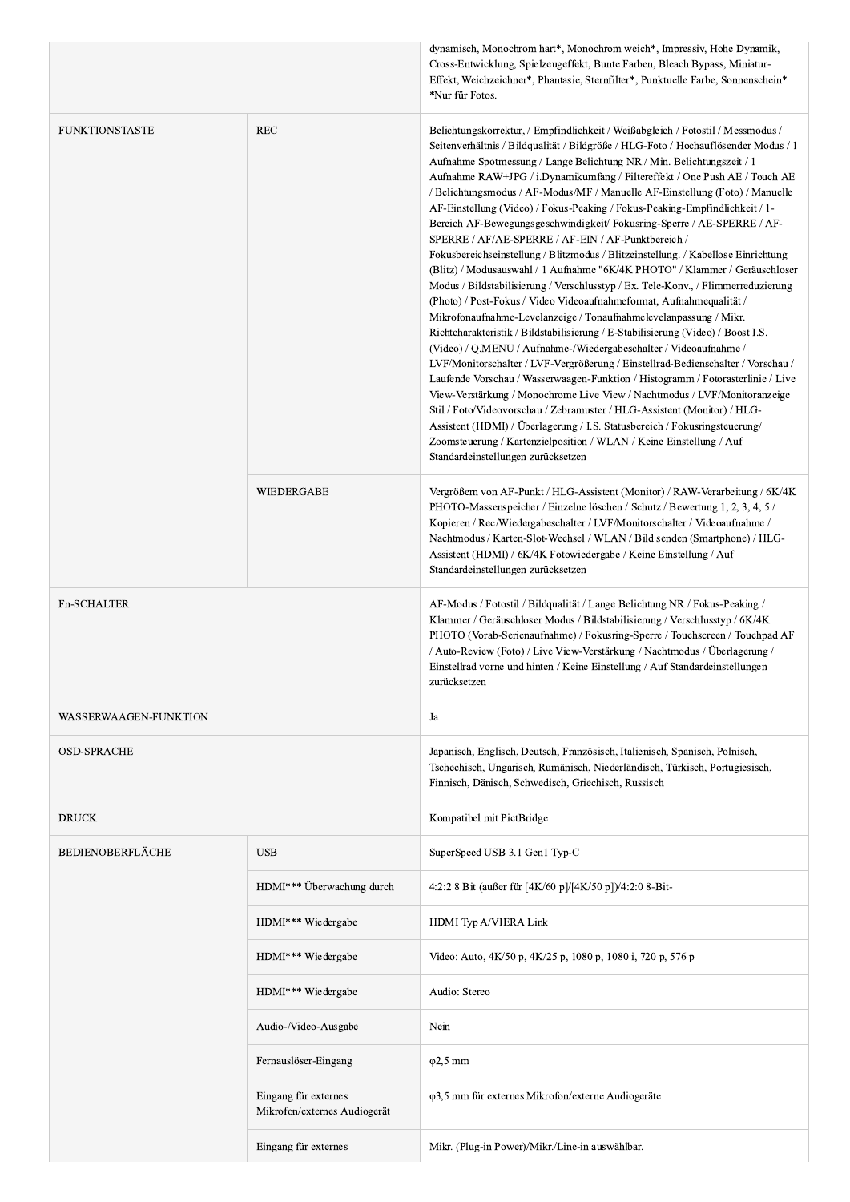| | | |
|---|---|---|
| | | dynamisch, Monochrom hart*, Monochrom weich*, Impressiv, Hohe Dynamik, Cross-Entwicklung, Spielzeugeffekt, Bunte Farben, Bleach Bypass, Miniatur-Effekt, Weichzeichner*, Phantasie, Sternfilter*, Punktuelle Farbe, Sonnenschein* *Nur für Fotos. |
| FUNKTIONSTASTE | REC | Belichtungskorrektur, / Empfindlichkeit / Weißabgleich / Fotostil / Messmodus / Seitenverhältnis / Bildqualität / Bildgröße / HLG-Foto / Hochauflösender Modus / 1 Aufnahme Spotmessung / Lange Belichtung NR / Min. Belichtungszeit / 1 Aufnahme RAW+JPG / i.Dynamikumfang / Filtereffekt / One Push AE / Touch AE / Belichtungsmodus / AF-Modus/MF / Manuelle AF-Einstellung (Foto) / Manuelle AF-Einstellung (Video) / Fokus-Peaking / Fokus-Peaking-Empfindlichkeit / 1-Bereich AF-Bewegungsgeschwindigkeit/ Fokusring-Sperre / AE-SPERRE / AF-SPERRE / AF/AE-SPERRE / AF-EIN / AF-Punktbereich / Fokusbereichseinstellung / Blitzmodus / Blitzeinstellung. / Kabellose Einrichtung (Blitz) / Modusauswahl / 1 Aufnahme "6K/4K PHOTO" / Klammer / Geräuschloser Modus / Bildstabilisierung / Verschlusstyp / Ex. Tele-Konv., / Flimmerreduzierung (Photo) / Post-Fokus / Video Videoaufnahmeformat, Aufnahmequalität / Mikrofonaufnahme-Levelanzeige / Tonaufnahmelevelanpassung / Mikr. Richtcharakteristik / Bildstabilisierung / E-Stabilisierung (Video) / Boost I.S. (Video) / Q.MENU / Aufnahme-/Wiedergabeschalter / Videoaufnahme / LVF/Monitorschalter / LVF-Vergrößerung / Einstellrad-Bedienschalter / Vorschau / Laufende Vorschau / Wasserwaagen-Funktion / Histogramm / Fotorasterlinie / Live View-Verstärkung / Monochrome Live View / Nachtmodus / LVF/Monitoranzeige Stil / Foto/Videovorschau / Zebramuster / HLG-Assistent (Monitor) / HLG-Assistent (HDMI) / Überlagerung / I.S. Statusbereich / Fokusringsteuerung/ Zoomsteuerung / Kartenzielposition / WLAN / Keine Einstellung / Auf Standardeinstellungen zurücksetzen |
| | WIEDERGABE | Vergrößern von AF-Punkt / HLG-Assistent (Monitor) / RAW-Verarbeitung / 6K/4K PHOTO-Massenspeicher / Einzelne löschen / Schutz / Bewertung 1, 2, 3, 4, 5 / Kopieren / Rec/Wiedergabeschalter / LVF/Monitorschalter / Videoaufnahme / Nachtmodus / Karten-Slot-Wechsel / WLAN / Bild senden (Smartphone) / HLG-Assistent (HDMI) / 6K/4K Fotowiedergabe / Keine Einstellung / Auf Standardeinstellungen zurücksetzen |
| Fn-SCHALTER | | AF-Modus / Fotostil / Bildqualität / Lange Belichtung NR / Fokus-Peaking / Klammer / Geräuschloser Modus / Bildstabilisierung / Verschlusstyp / 6K/4K PHOTO (Vorab-Serienaufnahme) / Fokusring-Sperre / Touchscreen / Touchpad AF / Auto-Review (Foto) / Live View-Verstärkung / Nachtmodus / Überlagerung / Einstellrad vorne und hinten / Keine Einstellung / Auf Standardeinstellungen zurücksetzen |
| WASSERWAAGEN-FUNKTION | | Ja |
| OSD-SPRACHE | | Japanisch, Englisch, Deutsch, Französisch, Italienisch, Spanisch, Polnisch, Tschechisch, Ungarisch, Rumänisch, Niederländisch, Türkisch, Portugiesisch, Finnisch, Dänisch, Schwedisch, Griechisch, Russisch |
| DRUCK | | Kompatibel mit PictBridge |
| BEDIENOBERFLÄCHE | USB | SuperSpeed USB 3.1 Gen1 Typ-C |
| | HDMI*** Überwachung durch | 4:2:2 8 Bit (außer für [4K/60 p]/[4K/50 p])/4:2:0 8-Bit- |
| | HDMI*** Wiedergabe | HDMI Typ A/VIERA Link |
| | HDMI*** Wiedergabe | Video: Auto, 4K/50 p, 4K/25 p, 1080 p, 1080 i, 720 p, 576 p |
| | HDMI*** Wiedergabe | Audio: Stereo |
| | Audio-/Video-Ausgabe | Nein |
| | Fernauslöser-Eingang | φ2,5 mm |
| | Eingang für externes Mikrofon/externes Audiogerät | φ3,5 mm für externes Mikrofon/externe Audiogeräte |
| | Eingang für externes | Mikr. (Plug-in Power)/Mikr./Line-in auswählbar. |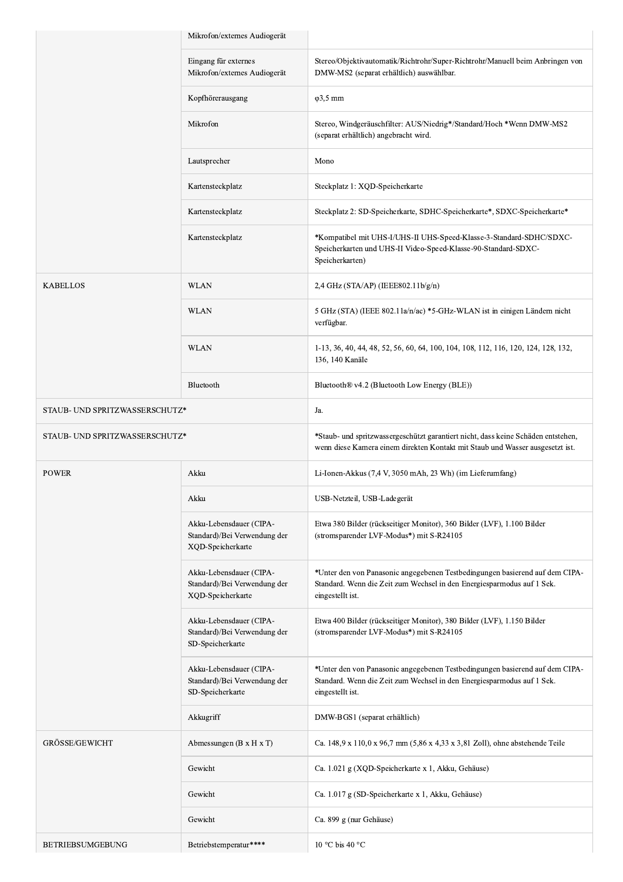| | | |
|---|---|---|
| | Mikrofon/externes Audiogerät | |
| | Eingang für externes Mikrofon/externes Audiogerät | Stereo/Objektivautomatik/Richtrohr/Super-Richtrohr/Manuell beim Anbringen von DMW-MS2 (separat erhältlich) auswählbar. |
| | Kopfhörerausgang | φ3,5 mm |
| | Mikrofon | Stereo, Windgeräuschfilter: AUS/Niedrig*/Standard/Hoch *Wenn DMW-MS2 (separat erhältlich) angebracht wird. |
| | Lautsprecher | Mono |
| | Kartensteckplatz | Steckplatz 1: XQD-Speicherkarte |
| | Kartensteckplatz | Steckplatz 2: SD-Speicherkarte, SDHC-Speicherkarte*, SDXC-Speicherkarte* |
| | Kartensteckplatz | *Kompatibel mit UHS-I/UHS-II UHS-Speed-Klasse-3-Standard-SDHC/SDXC-Speicherkarten und UHS-II Video-Speed-Klasse-90-Standard-SDXC-Speicherkarten) |
| KABELLOS | WLAN | 2,4 GHz (STA/AP) (IEEE802.11b/g/n) |
| | WLAN | 5 GHz (STA) (IEEE 802.11a/n/ac) *5-GHz-WLAN ist in einigen Ländern nicht verfügbar. |
| | WLAN | 1-13, 36, 40, 44, 48, 52, 56, 60, 64, 100, 104, 108, 112, 116, 120, 124, 128, 132, 136, 140 Kanäle |
| | Bluetooth | Bluetooth® v4.2 (Bluetooth Low Energy (BLE)) |
| STAUB- UND SPRITZWASSERSCHUTZ* | | Ja. |
| STAUB- UND SPRITZWASSERSCHUTZ* | | *Staub- und spritzwassergeschützt garantiert nicht, dass keine Schäden entstehen, wenn diese Kamera einem direkten Kontakt mit Staub und Wasser ausgesetzt ist. |
| POWER | Akku | Li-Ionen-Akkus (7,4 V, 3050 mAh, 23 Wh) (im Lieferumfang) |
| | Akku | USB-Netzteil, USB-Ladegerät |
| | Akku-Lebensdauer (CIPA-Standard)/Bei Verwendung der XQD-Speicherkarte | Etwa 380 Bilder (rückseitiger Monitor), 360 Bilder (LVF), 1.100 Bilder (stromsparender LVF-Modus*) mit S-R24105 |
| | Akku-Lebensdauer (CIPA-Standard)/Bei Verwendung der XQD-Speicherkarte | *Unter den von Panasonic angegebenen Testbedingungen basierend auf dem CIPA-Standard. Wenn die Zeit zum Wechsel in den Energiesparmodus auf 1 Sek. eingestellt ist. |
| | Akku-Lebensdauer (CIPA-Standard)/Bei Verwendung der SD-Speicherkarte | Etwa 400 Bilder (rückseitiger Monitor), 380 Bilder (LVF), 1.150 Bilder (stromsparender LVF-Modus*) mit S-R24105 |
| | Akku-Lebensdauer (CIPA-Standard)/Bei Verwendung der SD-Speicherkarte | *Unter den von Panasonic angegebenen Testbedingungen basierend auf dem CIPA-Standard. Wenn die Zeit zum Wechsel in den Energiesparmodus auf 1 Sek. eingestellt ist. |
| | Akkugriff | DMW-BGS1 (separat erhältlich) |
| GRÖSSE/GEWICHT | Abmessungen (B x H x T) | Ca. 148,9 x 110,0 x 96,7 mm (5,86 x 4,33 x 3,81 Zoll), ohne abstehende Teile |
| | Gewicht | Ca. 1.021 g (XQD-Speicherkarte x 1, Akku, Gehäuse) |
| | Gewicht | Ca. 1.017 g (SD-Speicherkarte x 1, Akku, Gehäuse) |
| | Gewicht | Ca. 899 g (nur Gehäuse) |
| BETRIEBSUMGEBUNG | Betriebstemperatur**** | 10 °C bis 40 °C |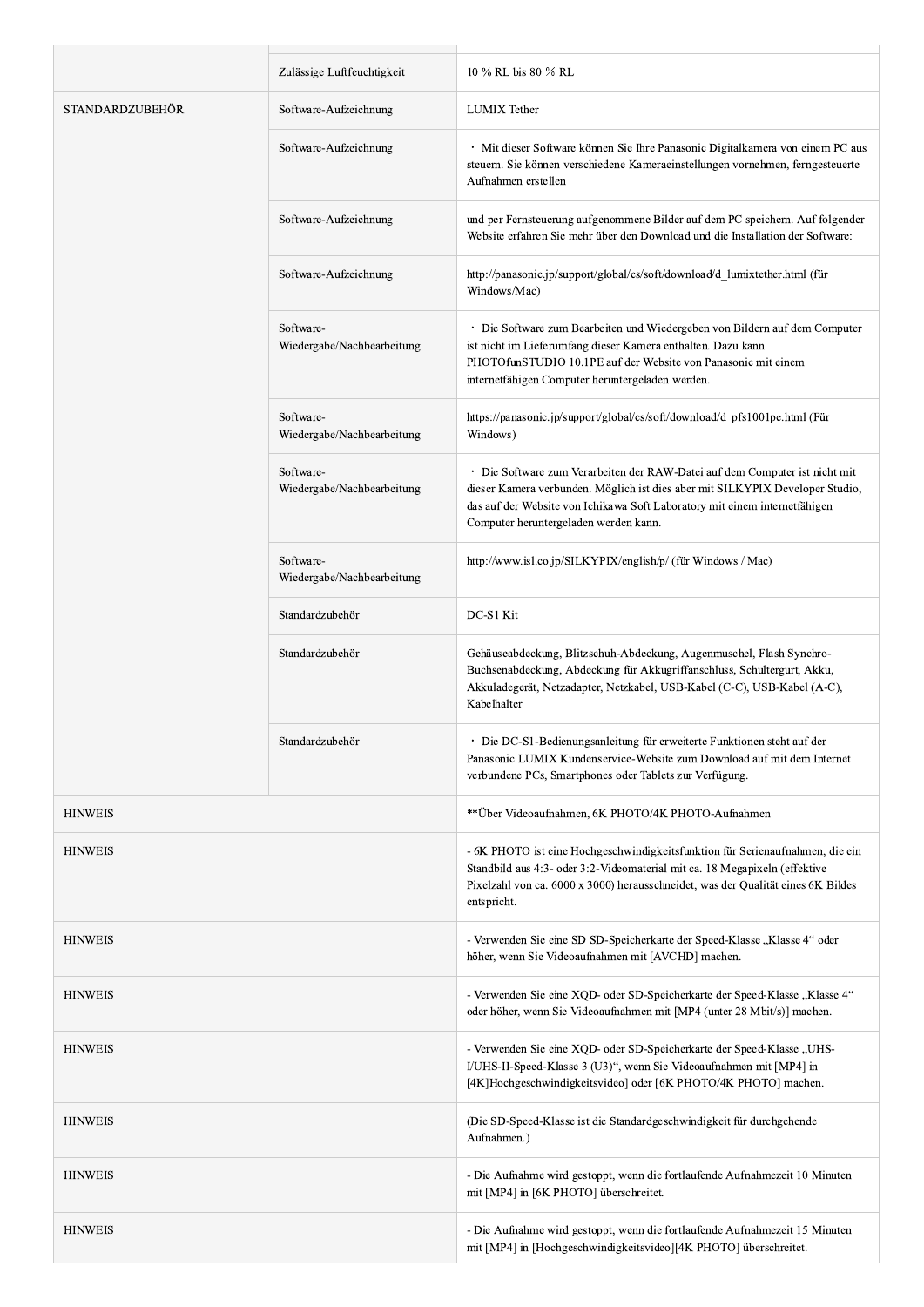| | | |
|---|---|---|
| | Zulässige Luftfeuchtigkeit | 10 % RL bis 80 % RL |
| STANDARDZUBEHÖR | Software-Aufzeichnung | LUMIX Tether |
| | Software-Aufzeichnung | ・ Mit dieser Software können Sie Ihre Panasonic Digitalkamera von einem PC aus steuern. Sie können verschiedene Kameraeinstellungen vornehmen, ferngesteuerte Aufnahmen erstellen |
| | Software-Aufzeichnung | und per Fernsteuerung aufgenommene Bilder auf dem PC speichern. Auf folgender Website erfahren Sie mehr über den Download und die Installation der Software: |
| | Software-Aufzeichnung | http://panasonic.jp/support/global/cs/soft/download/d_lumixtether.html (für Windows/Mac) |
| | Software-Wiedergabe/Nachbearbeitung | ・ Die Software zum Bearbeiten und Wiedergeben von Bildern auf dem Computer ist nicht im Lieferumfang dieser Kamera enthalten. Dazu kann PHOTOfunSTUDIO 10.1PE auf der Website von Panasonic mit einem internetfähigen Computer heruntergeladen werden. |
| | Software-Wiedergabe/Nachbearbeitung | https://panasonic.jp/support/global/cs/soft/download/d_pfs101pe.html (Für Windows) |
| | Software-Wiedergabe/Nachbearbeitung | ・ Die Software zum Verarbeiten der RAW-Datei auf dem Computer ist nicht mit dieser Kamera verbunden. Möglich ist dies aber mit SILKYPIX Developer Studio, das auf der Website von Ichikawa Soft Laboratory mit einem internetfähigen Computer heruntergeladen werden kann. |
| | Software-Wiedergabe/Nachbearbeitung | http://www.isl.co.jp/SILKYPIX/english/p/ (für Windows / Mac) |
| | Standardzubehör | DC-S1 Kit |
| | Standardzubehör | Gehäuseabdeckung, Blitzschuh-Abdeckung, Augenmuschel, Flash Synchro-Buchsenabdeckung, Abdeckung für Akkugriffanschluss, Schultergurt, Akku, Akkuladegerät, Netzadapter, Netzkabel, USB-Kabel (C-C), USB-Kabel (A-C), Kabelhalter |
| | Standardzubehör | ・ Die DC-S1-Bedienungsanleitung für erweiterte Funktionen steht auf der Panasonic LUMIX Kundenservice-Website zum Download auf mit dem Internet verbundene PCs, Smartphones oder Tablets zur Verfügung. |
| HINWEIS | | **Über Videoaufnahmen, 6K PHOTO/4K PHOTO-Aufnahmen |
| HINWEIS | | - 6K PHOTO ist eine Hochgeschwindigkeitsfunktion für Serienaufnahmen, die ein Standbild aus 4:3- oder 3:2-Videomaterial mit ca. 18 Megapixeln (effektive Pixelzahl von ca. 6000 x 3000) herausschneidet, was der Qualität eines 6K Bildes entspricht. |
| HINWEIS | | - Verwenden Sie eine SD SD-Speicherkarte der Speed-Klasse „Klasse 4" oder höher, wenn Sie Videoaufnahmen mit [AVCHD] machen. |
| HINWEIS | | - Verwenden Sie eine XQD- oder SD-Speicherkarte der Speed-Klasse „Klasse 4" oder höher, wenn Sie Videoaufnahmen mit [MP4 (unter 28 Mbit/s)] machen. |
| HINWEIS | | - Verwenden Sie eine XQD- oder SD-Speicherkarte der Speed-Klasse „UHS-I/UHS-II-Speed-Klasse 3 (U3)", wenn Sie Videoaufnahmen mit [MP4] in [4K]Hochgeschwindigkeitsvideo] oder [6K PHOTO/4K PHOTO] machen. |
| HINWEIS | | (Die SD-Speed-Klasse ist die Standardgeschwindigkeit für durchgehende Aufnahmen.) |
| HINWEIS | | - Die Aufnahme wird gestoppt, wenn die fortlaufende Aufnahmezeit 10 Minuten mit [MP4] in [6K PHOTO] überschreitet. |
| HINWEIS | | - Die Aufnahme wird gestoppt, wenn die fortlaufende Aufnahmezeit 15 Minuten mit [MP4] in [Hochgeschwindigkeitsvideo][4K PHOTO] überschreitet. |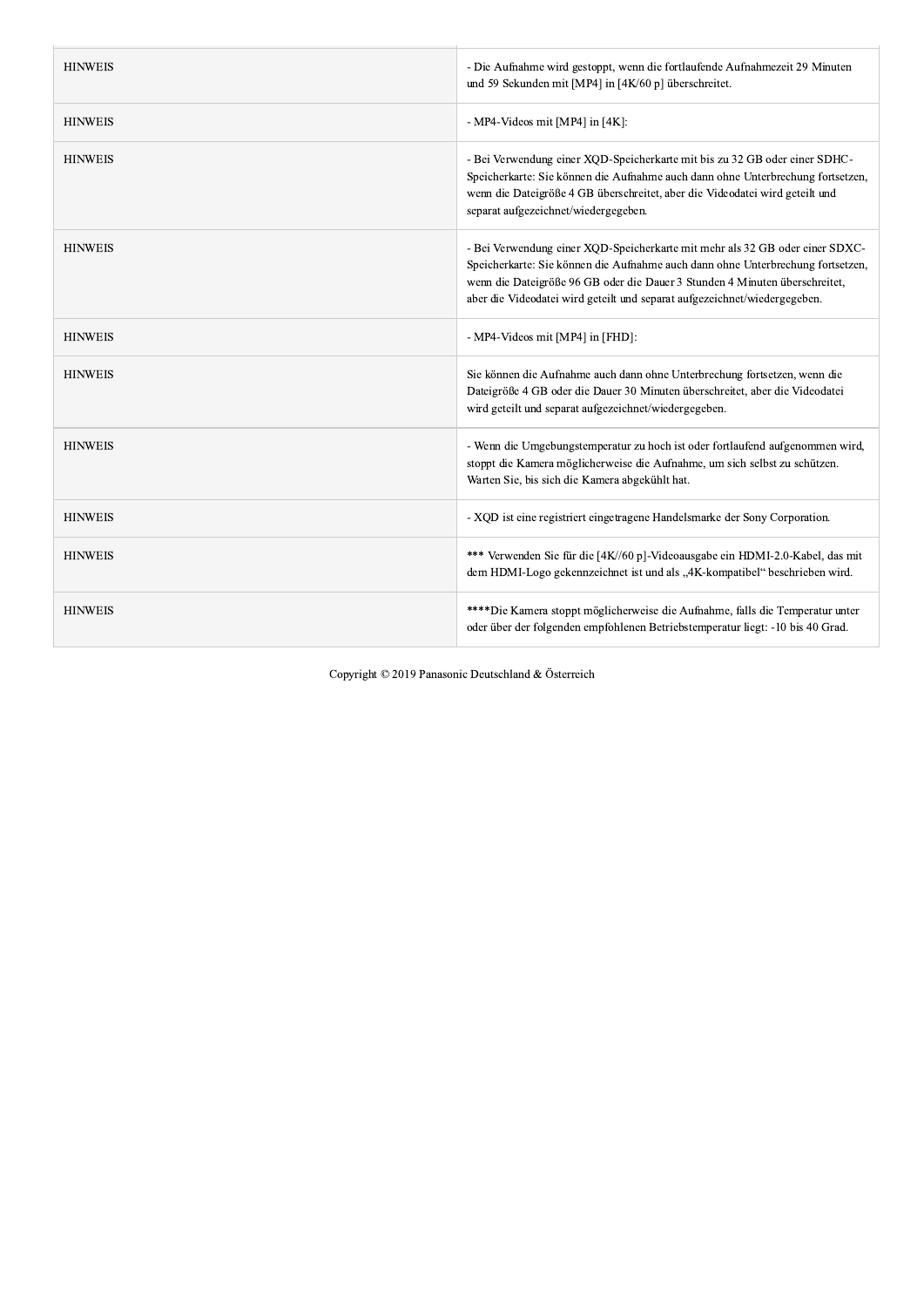| | |
|---|---|
| HINWEIS | - Die Aufnahme wird gestoppt, wenn die fortlaufende Aufnahmezeit 29 Minuten und 59 Sekunden mit [MP4] in [4K/60 p] überschreitet. |
| HINWEIS | - MP4-Videos mit [MP4] in [4K]: |
| HINWEIS | - Bei Verwendung einer XQD-Speicherkarte mit bis zu 32 GB oder einer SDHC-Speicherkarte: Sie können die Aufnahme auch dann ohne Unterbrechung fortsetzen, wenn die Dateigröße 4 GB überschreitet, aber die Videodatei wird geteilt und separat aufgezeichnet/wiedergegeben. |
| HINWEIS | - Bei Verwendung einer XQD-Speicherkarte mit mehr als 32 GB oder einer SDXC-Speicherkarte: Sie können die Aufnahme auch dann ohne Unterbrechung fortsetzen, wenn die Dateigröße 96 GB oder die Dauer 3 Stunden 4 Minuten überschreitet, aber die Videodatei wird geteilt und separat aufgezeichnet/wiedergegeben. |
| HINWEIS | - MP4-Videos mit [MP4] in [FHD]: |
| HINWEIS | Sie können die Aufnahme auch dann ohne Unterbrechung fortsetzen, wenn die Dateigröße 4 GB oder die Dauer 30 Minuten überschreitet, aber die Videodatei wird geteilt und separat aufgezeichnet/wiedergegeben. |
| HINWEIS | - Wenn die Umgebungstemperatur zu hoch ist oder fortlaufend aufgenommen wird, stoppt die Kamera möglicherweise die Aufnahme, um sich selbst zu schützen. Warten Sie, bis sich die Kamera abgekühlt hat. |
| HINWEIS | - XQD ist eine registriert eingetragene Handelsmarke der Sony Corporation. |
| HINWEIS | *** Verwenden Sie für die [4K//60 p]-Videoausgabe ein HDMI-2.0-Kabel, das mit dem HDMI-Logo gekennzeichnet ist und als „4K-kompatibel" beschrieben wird. |
| HINWEIS | ****Die Kamera stoppt möglicherweise die Aufnahme, falls die Temperatur unter oder über der folgenden empfohlenen Betriebstemperatur liegt: -10 bis 40 Grad. |

Copyright © 2019 Panasonic Deutschland & Österreich